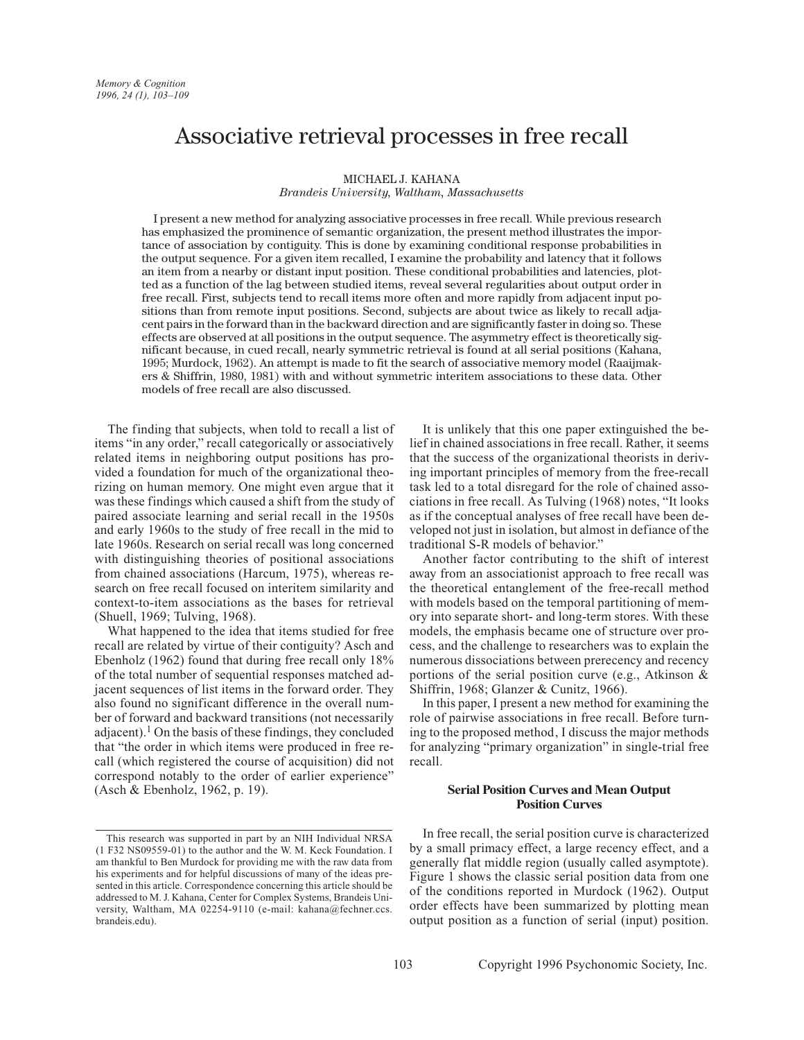# Associative retrieval processes in free recall

MICHAEL J. KAHANA
*Brandeis University, Waltham, Massachusetts*

I present a new method for analyzing associative processes in free recall. While previous research has emphasized the prominence of semantic organization, the present method illustrates the importance of association by contiguity. This is done by examining conditional response probabilities in the output sequence. For a given item recalled, I examine the probability and latency that it follows an item from a nearby or distant input position. These conditional probabilities and latencies, plotted as a function of the lag between studied items, reveal several regularities about output order in free recall. First, subjects tend to recall items more often and more rapidly from adjacent input positions than from remote input positions. Second, subjects are about twice as likely to recall adjacent pairs in the forward than in the backward direction and are significantly faster in doing so. These effects are observed at all positions in the output sequence. The asymmetry effect is theoretically significant because, in cued recall, nearly symmetric retrieval is found at all serial positions (Kahana, 1995; Murdock, 1962). An attempt is made to fit the search of associative memory model (Raaijmakers & Shiffrin, 1980, 1981) with and without symmetric interitem associations to these data. Other models of free recall are also discussed.

The finding that subjects, when told to recall a list of items "in any order," recall categorically or associatively related items in neighboring output positions has provided a foundation for much of the organizational theorizing on human memory. One might even argue that it was these findings which caused a shift from the study of paired associate learning and serial recall in the 1950s and early 1960s to the study of free recall in the mid to late 1960s. Research on serial recall was long concerned with distinguishing theories of positional associations from chained associations (Harcum, 1975), whereas research on free recall focused on interitem similarity and context-to-item associations as the bases for retrieval (Shuell, 1969; Tulving, 1968).

What happened to the idea that items studied for free recall are related by virtue of their contiguity? Asch and Ebenholz (1962) found that during free recall only 18% of the total number of sequential responses matched adjacent sequences of list items in the forward order. They also found no significant difference in the overall number of forward and backward transitions (not necessarily adjacent).[1] On the basis of these findings, they concluded that "the order in which items were produced in free recall (which registered the course of acquisition) did not correspond notably to the order of earlier experience" (Asch & Ebenholz, 1962, p. 19).

It is unlikely that this one paper extinguished the belief in chained associations in free recall. Rather, it seems that the success of the organizational theorists in deriving important principles of memory from the free-recall task led to a total disregard for the role of chained associations in free recall. As Tulving (1968) notes, "It looks as if the conceptual analyses of free recall have been developed not just in isolation, but almost in defiance of the traditional S-R models of behavior."

Another factor contributing to the shift of interest away from an associationist approach to free recall was the theoretical entanglement of the free-recall method with models based on the temporal partitioning of memory into separate short- and long-term stores. With these models, the emphasis became one of structure over process, and the challenge to researchers was to explain the numerous dissociations between prerecency and recency portions of the serial position curve (e.g., Atkinson & Shiffrin, 1968; Glanzer & Cunitz, 1966).

In this paper, I present a new method for examining the role of pairwise associations in free recall. Before turning to the proposed method, I discuss the major methods for analyzing "primary organization" in single-trial free recall.

## Serial Position Curves and Mean Output Position Curves

In free recall, the serial position curve is characterized by a small primacy effect, a large recency effect, and a generally flat middle region (usually called asymptote). Figure 1 shows the classic serial position data from one of the conditions reported in Murdock (1962). Output order effects have been summarized by plotting mean output position as a function of serial (input) position.

---

This research was supported in part by an NIH Individual NRSA (1 F32 NS09559-01) to the author and the W. M. Keck Foundation. I am thankful to Ben Murdock for providing me with the raw data from his experiments and for helpful discussions of many of the ideas presented in this article. Correspondence concerning this article should be addressed to M. J. Kahana, Center for Complex Systems, Brandeis University, Waltham, MA 02254-9110 (e-mail: kahana@fechner.ccs.brandeis.edu).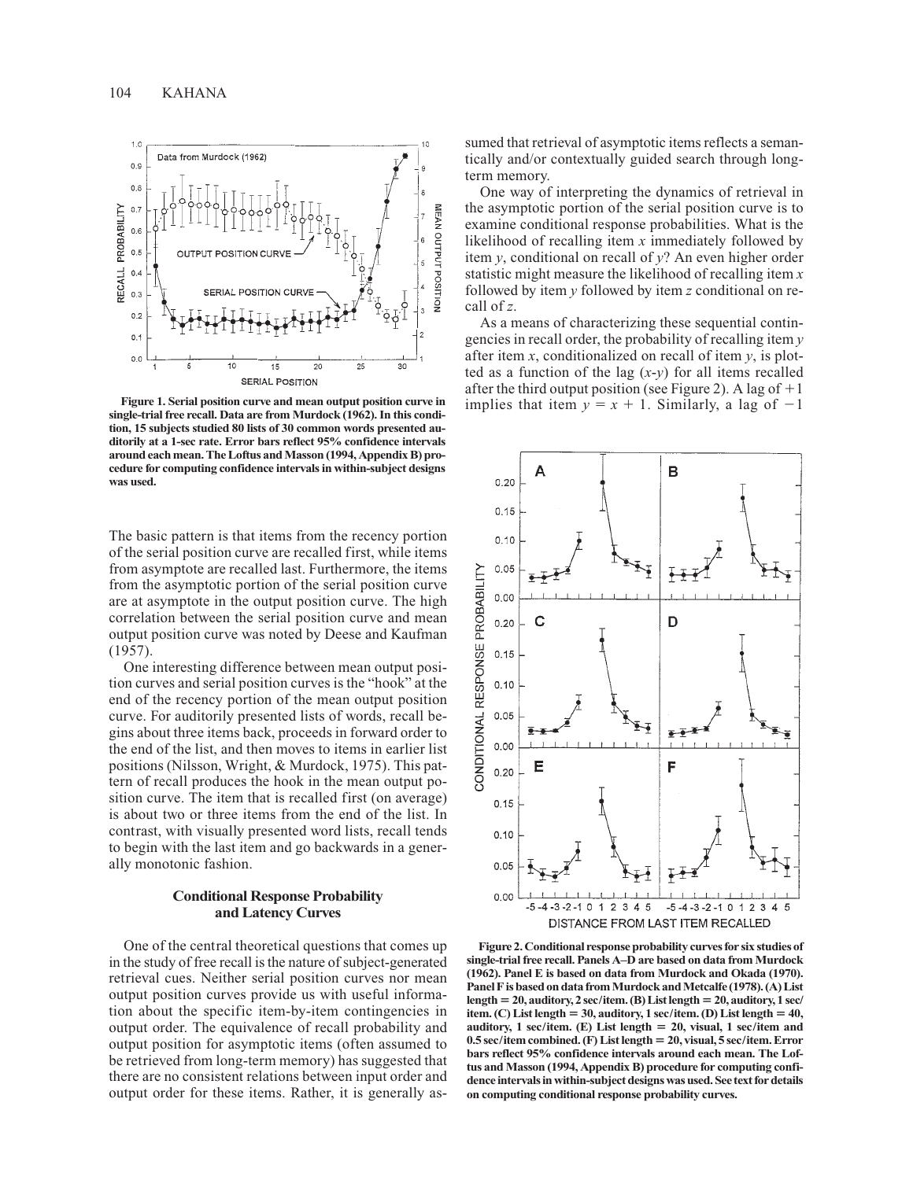Figure 1. Serial position curve and mean output position curve in single-trial free recall. Data are from Murdock (1962). In this condition, 15 subjects studied 80 lists of 30 common words presented auditorily at a 1-sec rate. Error bars reflect 95% confidence intervals around each mean. The Loftus and Masson (1994, Appendix B) procedure for computing confidence intervals in within-subject designs was used.

The basic pattern is that items from the recency portion of the serial position curve are recalled first, while items from asymptote are recalled last. Furthermore, the items from the asymptotic portion of the serial position curve are at asymptote in the output position curve. The high correlation between the serial position curve and mean output position curve was noted by Deese and Kaufman (1957).

One interesting difference between mean output position curves and serial position curves is the "hook" at the end of the recency portion of the mean output position curve. For auditorily presented lists of words, recall begins about three items back, proceeds in forward order to the end of the list, and then moves to items in earlier list positions (Nilsson, Wright, & Murdock, 1975). This pattern of recall produces the hook in the mean output position curve. The item that is recalled first (on average) is about two or three items from the end of the list. In contrast, with visually presented word lists, recall tends to begin with the last item and go backwards in a generally monotonic fashion.

### Conditional Response Probability and Latency Curves

One of the central theoretical questions that comes up in the study of free recall is the nature of subject-generated retrieval cues. Neither serial position curves nor mean output position curves provide us with useful information about the specific item-by-item contingencies in output order. The equivalence of recall probability and output position for asymptotic items (often assumed to be retrieved from long-term memory) has suggested that there are no consistent relations between input order and output order for these items. Rather, it is generally assumed that retrieval of asymptotic items reflects a semantically and/or contextually guided search through long-term memory.

One way of interpreting the dynamics of retrieval in the asymptotic portion of the serial position curve is to examine conditional response probabilities. What is the likelihood of recalling item $x$ immediately followed by item $y$, conditional on recall of $y$? An even higher order statistic might measure the likelihood of recalling item $x$ followed by item $y$ followed by item $z$ conditional on recall of $z$.

As a means of characterizing these sequential contingencies in recall order, the probability of recalling item $y$ after item $x$, conditionalized on recall of item $y$, is plotted as a function of the lag ($x$-$y$) for all items recalled after the third output position (see Figure 2). A lag of $+1$ implies that item $y = x + 1$. Similarly, a lag of $-1$

Figure 2. Conditional response probability curves for six studies of single-trial free recall. Panels A–D are based on data from Murdock (1962). Panel E is based on data from Murdock and Okada (1970). Panel F is based on data from Murdock and Metcalfe (1978). (A) List length = 20, auditory, 2 sec/item. (B) List length = 20, auditory, 1 sec/item. (C) List length = 30, auditory, 1 sec/item. (D) List length = 40, auditory, 1 sec/item. (E) List length = 20, visual, 1 sec/item and 0.5 sec/item combined. (F) List length = 20, visual, 5 sec/item. Error bars reflect 95% confidence intervals around each mean. The Loftus and Masson (1994, Appendix B) procedure for computing confidence intervals in within-subject designs was used. See text for details on computing conditional response probability curves.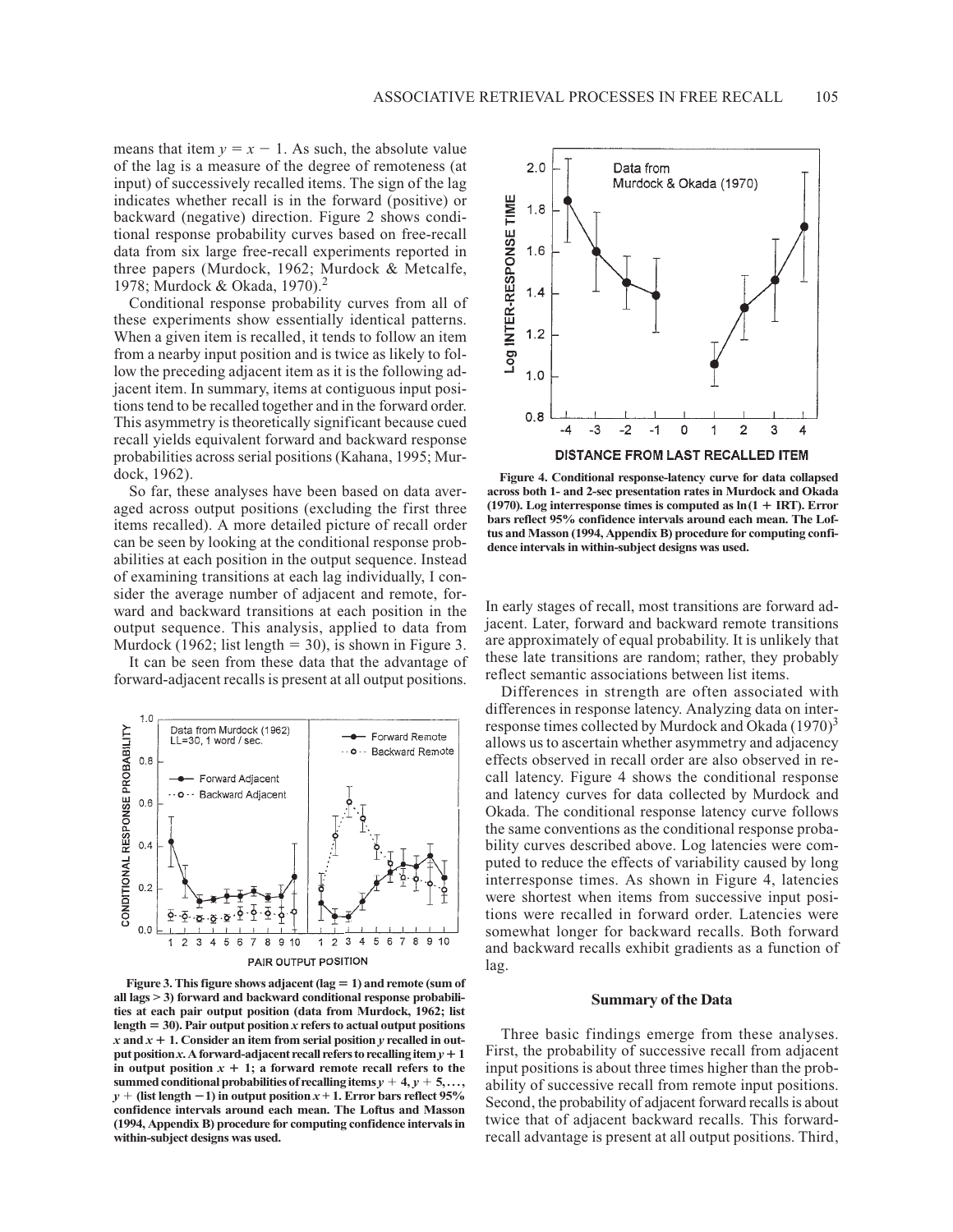means that item $y = x - 1$. As such, the absolute value of the lag is a measure of the degree of remoteness (at input) of successively recalled items. The sign of the lag indicates whether recall is in the forward (positive) or backward (negative) direction. Figure 2 shows conditional response probability curves based on free-recall data from six large free-recall experiments reported in three papers (Murdock, 1962; Murdock & Metcalfe, 1978; Murdock & Okada, 1970).[2]

Conditional response probability curves from all of these experiments show essentially identical patterns. When a given item is recalled, it tends to follow an item from a nearby input position and is twice as likely to follow the preceding adjacent item as it is the following adjacent item. In summary, items at contiguous input positions tend to be recalled together and in the forward order. This asymmetry is theoretically significant because cued recall yields equivalent forward and backward response probabilities across serial positions (Kahana, 1995; Murdock, 1962).

So far, these analyses have been based on data averaged across output positions (excluding the first three items recalled). A more detailed picture of recall order can be seen by looking at the conditional response probabilities at each position in the output sequence. Instead of examining transitions at each lag individually, I consider the average number of adjacent and remote, forward and backward transitions at each position in the output sequence. This analysis, applied to data from Murdock (1962; list length = 30), is shown in Figure 3.

It can be seen from these data that the advantage of forward-adjacent recalls is present at all output positions.

**Figure 3. This figure shows adjacent (lag = 1) and remote (sum of all lags > 3) forward and backward conditional response probabilities at each pair output position (data from Murdock, 1962; list length = 30). Pair output position $x$ refers to actual output positions $x$ and $x + 1$. Consider an item from serial position $y$ recalled in output position $x$. A forward-adjacent recall refers to recalling item $y + 1$ in output position $x + 1$; a forward remote recall refers to the summed conditional probabilities of recalling items $y + 4, y + 5, \ldots, y +$ (list length $- 1$) in output position $x + 1$. Error bars reflect 95% confidence intervals around each mean. The Loftus and Masson (1994, Appendix B) procedure for computing confidence intervals in within-subject designs was used.**

**Figure 4. Conditional response-latency curve for data collapsed across both 1- and 2-sec presentation rates in Murdock and Okada (1970). Log interresponse times is computed as $\ln(1 + \text{IRT})$. Error bars reflect 95% confidence intervals around each mean. The Loftus and Masson (1994, Appendix B) procedure for computing confidence intervals in within-subject designs was used.**

In early stages of recall, most transitions are forward adjacent. Later, forward and backward remote transitions are approximately of equal probability. It is unlikely that these late transitions are random; rather, they probably reflect semantic associations between list items.

Differences in strength are often associated with differences in response latency. Analyzing data on interresponse times collected by Murdock and Okada (1970)[3] allows us to ascertain whether asymmetry and adjacency effects observed in recall order are also observed in recall latency. Figure 4 shows the conditional response and latency curves for data collected by Murdock and Okada. The conditional response latency curve follows the same conventions as the conditional response probability curves described above. Log latencies were computed to reduce the effects of variability caused by long interresponse times. As shown in Figure 4, latencies were shortest when items from successive input positions were recalled in forward order. Latencies were somewhat longer for backward recalls. Both forward and backward recalls exhibit gradients as a function of lag.

## Summary of the Data

Three basic findings emerge from these analyses. First, the probability of successive recall from adjacent input positions is about three times higher than the probability of successive recall from remote input positions. Second, the probability of adjacent forward recalls is about twice that of adjacent backward recalls. This forward-recall advantage is present at all output positions. Third,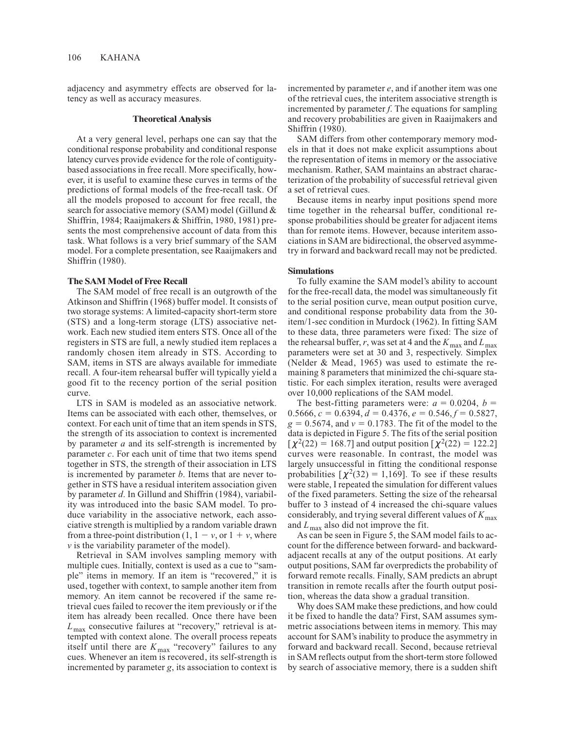adjacency and asymmetry effects are observed for latency as well as accuracy measures.

## Theoretical Analysis

At a very general level, perhaps one can say that the conditional response probability and conditional response latency curves provide evidence for the role of contiguity-based associations in free recall. More specifically, however, it is useful to examine these curves in terms of the predictions of formal models of the free-recall task. Of all the models proposed to account for free recall, the search for associative memory (SAM) model (Gillund & Shiffrin, 1984; Raaijmakers & Shiffrin, 1980, 1981) presents the most comprehensive account of data from this task. What follows is a very brief summary of the SAM model. For a complete presentation, see Raaijmakers and Shiffrin (1980).

### The SAM Model of Free Recall

The SAM model of free recall is an outgrowth of the Atkinson and Shiffrin (1968) buffer model. It consists of two storage systems: A limited-capacity short-term store (STS) and a long-term storage (LTS) associative network. Each new studied item enters STS. Once all of the registers in STS are full, a newly studied item replaces a randomly chosen item already in STS. According to SAM, items in STS are always available for immediate recall. A four-item rehearsal buffer will typically yield a good fit to the recency portion of the serial position curve.

LTS in SAM is modeled as an associative network. Items can be associated with each other, themselves, or context. For each unit of time that an item spends in STS, the strength of its association to context is incremented by parameter *a* and its self-strength is incremented by parameter *c*. For each unit of time that two items spend together in STS, the strength of their association in LTS is incremented by parameter *b*. Items that are never together in STS have a residual interitem association given by parameter *d*. In Gillund and Shiffrin (1984), variability was introduced into the basic SAM model. To produce variability in the associative network, each associative strength is multiplied by a random variable drawn from a three-point distribution ($1$, $1 - v$, or $1 + v$, where $v$ is the variability parameter of the model).

Retrieval in SAM involves sampling memory with multiple cues. Initially, context is used as a cue to "sample" items in memory. If an item is "recovered," it is used, together with context, to sample another item from memory. An item cannot be recovered if the same retrieval cues failed to recover the item previously or if the item has already been recalled. Once there have been $L_{max}$ consecutive failures at "recovery," retrieval is attempted with context alone. The overall process repeats itself until there are $K_{max}$ "recovery" failures to any cues. Whenever an item is recovered, its self-strength is incremented by parameter *g*, its association to context is incremented by parameter *e*, and if another item was one of the retrieval cues, the interitem associative strength is incremented by parameter *f*. The equations for sampling and recovery probabilities are given in Raaijmakers and Shiffrin (1980).

SAM differs from other contemporary memory models in that it does not make explicit assumptions about the representation of items in memory or the associative mechanism. Rather, SAM maintains an abstract characterization of the probability of successful retrieval given a set of retrieval cues.

Because items in nearby input positions spend more time together in the rehearsal buffer, conditional response probabilities should be greater for adjacent items than for remote items. However, because interitem associations in SAM are bidirectional, the observed asymmetry in forward and backward recall may not be predicted.

### Simulations

To fully examine the SAM model's ability to account for the free-recall data, the model was simultaneously fit to the serial position curve, mean output position curve, and conditional response probability data from the 30-item/1-sec condition in Murdock (1962). In fitting SAM to these data, three parameters were fixed: The size of the rehearsal buffer, *r*, was set at 4 and the $K_{max}$ and $L_{max}$ parameters were set at 30 and 3, respectively. Simplex (Nelder & Mead, 1965) was used to estimate the remaining 8 parameters that minimized the chi-square statistic. For each simplex iteration, results were averaged over 10,000 replications of the SAM model.

The best-fitting parameters were: $a = 0.0204$, $b = 0.5666$, $c = 0.6394$, $d = 0.4376$, $e = 0.546$, $f = 0.5827$, $g = 0.5674$, and $v = 0.1783$. The fit of the model to the data is depicted in Figure 5. The fits of the serial position [$\chi^2(22) = 168.7$] and output position [$\chi^2(22) = 122.2$] curves were reasonable. In contrast, the model was largely unsuccessful in fitting the conditional response probabilities [$\chi^2(32) = 1{,}169$]. To see if these results were stable, I repeated the simulation for different values of the fixed parameters. Setting the size of the rehearsal buffer to 3 instead of 4 increased the chi-square values considerably, and trying several different values of $K_{max}$ and $L_{max}$ also did not improve the fit.

As can be seen in Figure 5, the SAM model fails to account for the difference between forward- and backward-adjacent recalls at any of the output positions. At early output positions, SAM far overpredicts the probability of forward remote recalls. Finally, SAM predicts an abrupt transition in remote recalls after the fourth output position, whereas the data show a gradual transition.

Why does SAM make these predictions, and how could it be fixed to handle the data? First, SAM assumes symmetric associations between items in memory. This may account for SAM's inability to produce the asymmetry in forward and backward recall. Second, because retrieval in SAM reflects output from the short-term store followed by search of associative memory, there is a sudden shift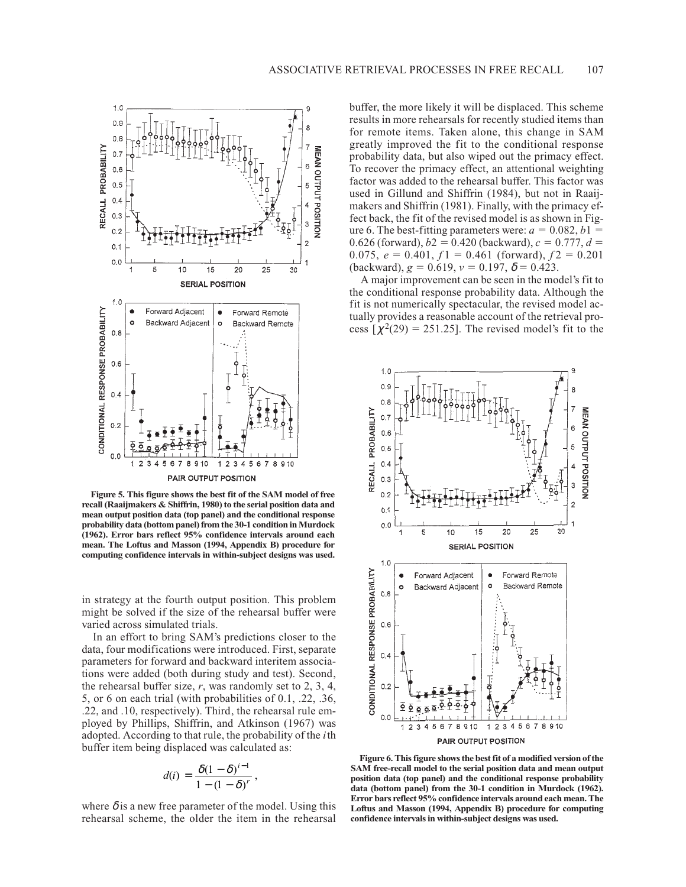Figure 5. This figure shows the best fit of the SAM model of free recall (Raaijmakers & Shiffrin, 1980) to the serial position data and mean output position data (top panel) and the conditional response probability data (bottom panel) from the 30-1 condition in Murdock (1962). Error bars reflect 95% confidence intervals around each mean. The Loftus and Masson (1994, Appendix B) procedure for computing confidence intervals in within-subject designs was used.

in strategy at the fourth output position. This problem might be solved if the size of the rehearsal buffer were varied across simulated trials.

In an effort to bring SAM's predictions closer to the data, four modifications were introduced. First, separate parameters for forward and backward interitem associations were added (both during study and test). Second, the rehearsal buffer size, $r$, was randomly set to 2, 3, 4, 5, or 6 on each trial (with probabilities of 0.1, .22, .36, .22, and .10, respectively). Third, the rehearsal rule employed by Phillips, Shiffrin, and Atkinson (1967) was adopted. According to that rule, the probability of the $i$th buffer item being displaced was calculated as:

$$d(i) = \frac{\delta(1-\delta)^{i-1}}{1-(1-\delta)^{r}},$$

where $\delta$ is a new free parameter of the model. Using this rehearsal scheme, the older the item in the rehearsal buffer, the more likely it will be displaced. This scheme results in more rehearsals for recently studied items than for remote items. Taken alone, this change in SAM greatly improved the fit to the conditional response probability data, but also wiped out the primacy effect. To recover the primacy effect, an attentional weighting factor was added to the rehearsal buffer. This factor was used in Gillund and Shiffrin (1984), but not in Raaijmakers and Shiffrin (1981). Finally, with the primacy effect back, the fit of the revised model is as shown in Figure 6. The best-fitting parameters were: $a = 0.082$, $b1 = 0.626$ (forward), $b2 = 0.420$ (backward), $c = 0.777$, $d = 0.075$, $e = 0.401$, $f1 = 0.461$ (forward), $f2 = 0.201$ (backward), $g = 0.619$, $v = 0.197$, $\delta = 0.423$.

A major improvement can be seen in the model's fit to the conditional response probability data. Although the fit is not numerically spectacular, the revised model actually provides a reasonable account of the retrieval process [$\chi^2(29) = 251.25$]. The revised model's fit to the

Figure 6. This figure shows the best fit of a modified version of the SAM free-recall model to the serial position data and mean output position data (top panel) and the conditional response probability data (bottom panel) from the 30-1 condition in Murdock (1962). Error bars reflect 95% confidence intervals around each mean. The Loftus and Masson (1994, Appendix B) procedure for computing confidence intervals in within-subject designs was used.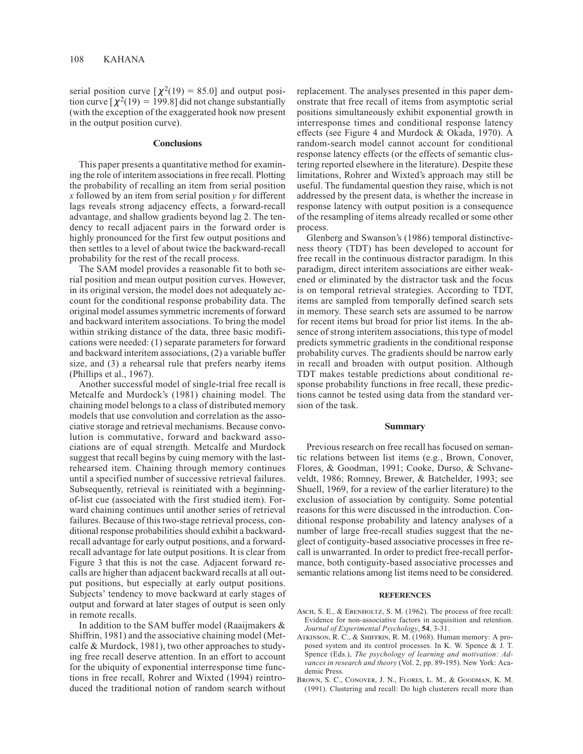serial position curve [$\chi^2(19) = 85.0$] and output position curve [$\chi^2(19) = 199.8$] did not change substantially (with the exception of the exaggerated hook now present in the output position curve).

## Conclusions

This paper presents a quantitative method for examining the role of interitem associations in free recall. Plotting the probability of recalling an item from serial position $x$ followed by an item from serial position $y$ for different lags reveals strong adjacency effects, a forward-recall advantage, and shallow gradients beyond lag 2. The tendency to recall adjacent pairs in the forward order is highly pronounced for the first few output positions and then settles to a level of about twice the backward-recall probability for the rest of the recall process.

The SAM model provides a reasonable fit to both serial position and mean output position curves. However, in its original version, the model does not adequately account for the conditional response probability data. The original model assumes symmetric increments of forward and backward interitem associations. To bring the model within striking distance of the data, three basic modifications were needed: (1) separate parameters for forward and backward interitem associations, (2) a variable buffer size, and (3) a rehearsal rule that prefers nearby items (Phillips et al., 1967).

Another successful model of single-trial free recall is Metcalfe and Murdock's (1981) chaining model. The chaining model belongs to a class of distributed memory models that use convolution and correlation as the associative storage and retrieval mechanisms. Because convolution is commutative, forward and backward associations are of equal strength. Metcalfe and Murdock suggest that recall begins by cuing memory with the last-rehearsed item. Chaining through memory continues until a specified number of successive retrieval failures. Subsequently, retrieval is reinitiated with a beginning-of-list cue (associated with the first studied item). Forward chaining continues until another series of retrieval failures. Because of this two-stage retrieval process, conditional response probabilities should exhibit a backward-recall advantage for early output positions, and a forward-recall advantage for late output positions. It is clear from Figure 3 that this is not the case. Adjacent forward recalls are higher than adjacent backward recalls at all output positions, but especially at early output positions. Subjects' tendency to move backward at early stages of output and forward at later stages of output is seen only in remote recalls.

In addition to the SAM buffer model (Raaijmakers & Shiffrin, 1981) and the associative chaining model (Metcalfe & Murdock, 1981), two other approaches to studying free recall deserve attention. In an effort to account for the ubiquity of exponential interresponse time functions in free recall, Rohrer and Wixted (1994) reintroduced the traditional notion of random search without replacement. The analyses presented in this paper demonstrate that free recall of items from asymptotic serial positions simultaneously exhibit exponential growth in interresponse times and conditional response latency effects (see Figure 4 and Murdock & Okada, 1970). A random-search model cannot account for conditional response latency effects (or the effects of semantic clustering reported elsewhere in the literature). Despite these limitations, Rohrer and Wixted's approach may still be useful. The fundamental question they raise, which is not addressed by the present data, is whether the increase in response latency with output position is a consequence of the resampling of items already recalled or some other process.

Glenberg and Swanson's (1986) temporal distinctiveness theory (TDT) has been developed to account for free recall in the continuous distractor paradigm. In this paradigm, direct interitem associations are either weakened or eliminated by the distractor task and the focus is on temporal retrieval strategies. According to TDT, items are sampled from temporally defined search sets in memory. These search sets are assumed to be narrow for recent items but broad for prior list items. In the absence of strong interitem associations, this type of model predicts symmetric gradients in the conditional response probability curves. The gradients should be narrow early in recall and broaden with output position. Although TDT makes testable predictions about conditional response probability functions in free recall, these predictions cannot be tested using data from the standard version of the task.

## Summary

Previous research on free recall has focused on semantic relations between list items (e.g., Brown, Conover, Flores, & Goodman, 1991; Cooke, Durso, & Schvaneveldt, 1986; Romney, Brewer, & Batchelder, 1993; see Shuell, 1969, for a review of the earlier literature) to the exclusion of association by contiguity. Some potential reasons for this were discussed in the introduction. Conditional response probability and latency analyses of a number of large free-recall studies suggest that the neglect of contiguity-based associative processes in free recall is unwarranted. In order to predict free-recall performance, both contiguity-based associative processes and semantic relations among list items need to be considered.

### REFERENCES

Asch, S. E., & Ebenholtz, S. M. (1962). The process of free recall: Evidence for non-associative factors in acquisition and retention. *Journal of Experimental Psychology*, **54**, 3-31.

Atkinson, R. C., & Shiffrin, R. M. (1968). Human memory: A proposed system and its control processes. In K. W. Spence & J. T. Spence (Eds.), *The psychology of learning and motivation: Advances in research and theory* (Vol. 2, pp. 89-195). New York: Academic Press.

Brown, S. C., Conover, J. N., Flores, L. M., & Goodman, K. M. (1991). Clustering and recall: Do high clusterers recall more than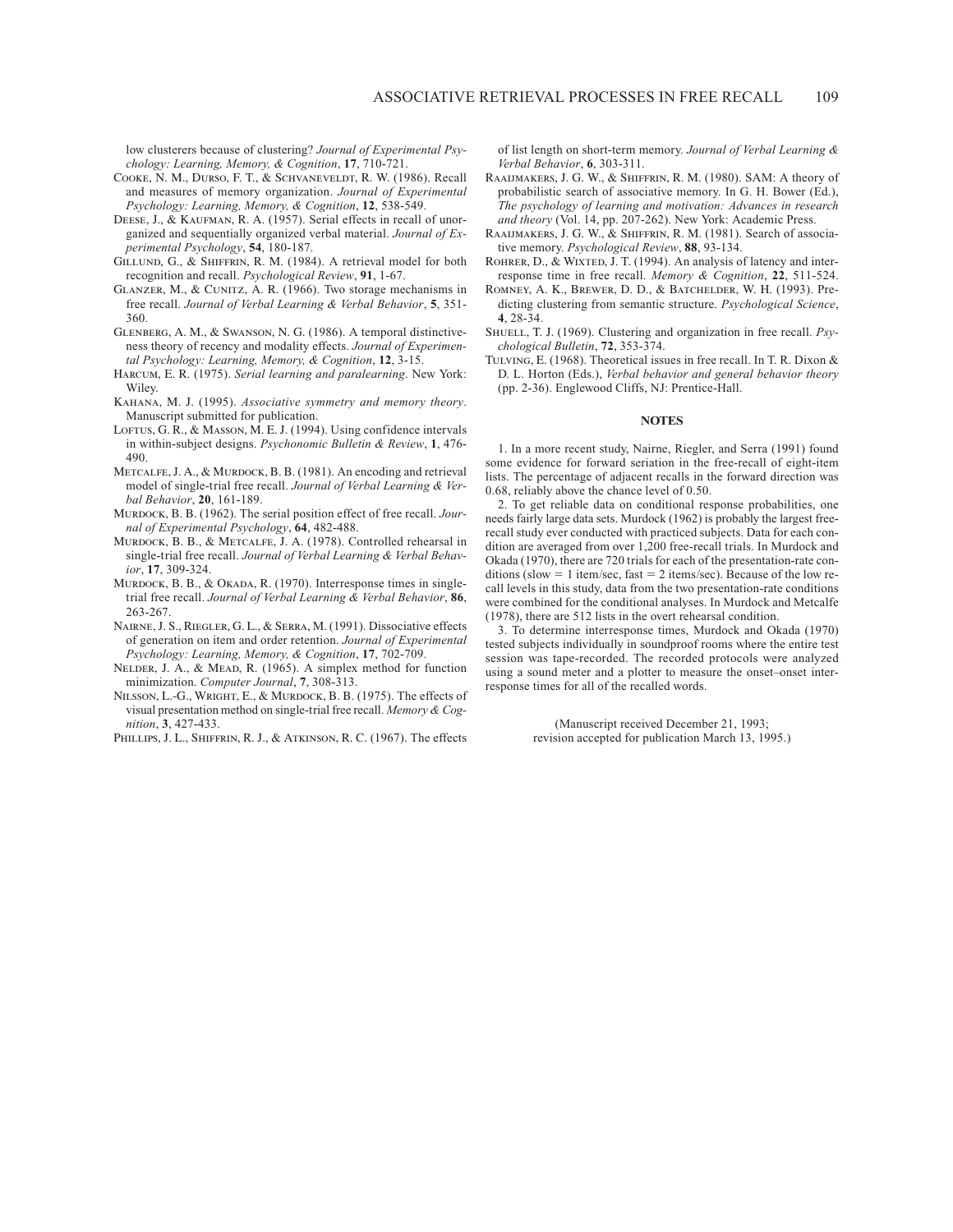low clusterers because of clustering? *Journal of Experimental Psychology: Learning, Memory, & Cognition*, **17**, 710-721.

Cooke, N. M., Durso, F. T., & Schvaneveldt, R. W. (1986). Recall and measures of memory organization. *Journal of Experimental Psychology: Learning, Memory, & Cognition*, **12**, 538-549.

Deese, J., & Kaufman, R. A. (1957). Serial effects in recall of unorganized and sequentially organized verbal material. *Journal of Experimental Psychology*, **54**, 180-187.

Gillund, G., & Shiffrin, R. M. (1984). A retrieval model for both recognition and recall. *Psychological Review*, **91**, 1-67.

Glanzer, M., & Cunitz, A. R. (1966). Two storage mechanisms in free recall. *Journal of Verbal Learning & Verbal Behavior*, **5**, 351-360.

Glenberg, A. M., & Swanson, N. G. (1986). A temporal distinctiveness theory of recency and modality effects. *Journal of Experimental Psychology: Learning, Memory, & Cognition*, **12**, 3-15.

Harcum, E. R. (1975). *Serial learning and paralearning*. New York: Wiley.

Kahana, M. J. (1995). *Associative symmetry and memory theory*. Manuscript submitted for publication.

Loftus, G. R., & Masson, M. E. J. (1994). Using confidence intervals in within-subject designs. *Psychonomic Bulletin & Review*, **1**, 476-490.

Metcalfe, J. A., & Murdock, B. B. (1981). An encoding and retrieval model of single-trial free recall. *Journal of Verbal Learning & Verbal Behavior*, **20**, 161-189.

Murdock, B. B. (1962). The serial position effect of free recall. *Journal of Experimental Psychology*, **64**, 482-488.

Murdock, B. B., & Metcalfe, J. A. (1978). Controlled rehearsal in single-trial free recall. *Journal of Verbal Learning & Verbal Behavior*, **17**, 309-324.

Murdock, B. B., & Okada, R. (1970). Interresponse times in single-trial free recall. *Journal of Verbal Learning & Verbal Behavior*, **86**, 263-267.

Nairne, J. S., Riegler, G. L., & Serra, M. (1991). Dissociative effects of generation on item and order retention. *Journal of Experimental Psychology: Learning, Memory, & Cognition*, **17**, 702-709.

Nelder, J. A., & Mead, R. (1965). A simplex method for function minimization. *Computer Journal*, **7**, 308-313.

Nilsson, L.-G., Wright, E., & Murdock, B. B. (1975). The effects of visual presentation method on single-trial free recall. *Memory & Cognition*, **3**, 427-433.

Phillips, J. L., Shiffrin, R. J., & Atkinson, R. C. (1967). The effects of list length on short-term memory. *Journal of Verbal Learning & Verbal Behavior*, **6**, 303-311.

Raaijmakers, J. G. W., & Shiffrin, R. M. (1980). SAM: A theory of probabilistic search of associative memory. In G. H. Bower (Ed.), *The psychology of learning and motivation: Advances in research and theory* (Vol. 14, pp. 207-262). New York: Academic Press.

Raaijmakers, J. G. W., & Shiffrin, R. M. (1981). Search of associative memory. *Psychological Review*, **88**, 93-134.

Rohrer, D., & Wixted, J. T. (1994). An analysis of latency and interresponse time in free recall. *Memory & Cognition*, **22**, 511-524.

Romney, A. K., Brewer, D. D., & Batchelder, W. H. (1993). Predicting clustering from semantic structure. *Psychological Science*, **4**, 28-34.

Shuell, T. J. (1969). Clustering and organization in free recall. *Psychological Bulletin*, **72**, 353-374.

Tulving, E. (1968). Theoretical issues in free recall. In T. R. Dixon & D. L. Horton (Eds.), *Verbal behavior and general behavior theory* (pp. 2-36). Englewood Cliffs, NJ: Prentice-Hall.

## NOTES

1. In a more recent study, Nairne, Riegler, and Serra (1991) found some evidence for forward seriation in the free-recall of eight-item lists. The percentage of adjacent recalls in the forward direction was 0.68, reliably above the chance level of 0.50.

2. To get reliable data on conditional response probabilities, one needs fairly large data sets. Murdock (1962) is probably the largest free-recall study ever conducted with practiced subjects. Data for each condition are averaged from over 1,200 free-recall trials. In Murdock and Okada (1970), there are 720 trials for each of the presentation-rate conditions (slow = 1 item/sec, fast = 2 items/sec). Because of the low recall levels in this study, data from the two presentation-rate conditions were combined for the conditional analyses. In Murdock and Metcalfe (1978), there are 512 lists in the overt rehearsal condition.

3. To determine interresponse times, Murdock and Okada (1970) tested subjects individually in soundproof rooms where the entire test session was tape-recorded. The recorded protocols were analyzed using a sound meter and a plotter to measure the onset–onset interresponse times for all of the recalled words.

(Manuscript received December 21, 1993;
revision accepted for publication March 13, 1995.)